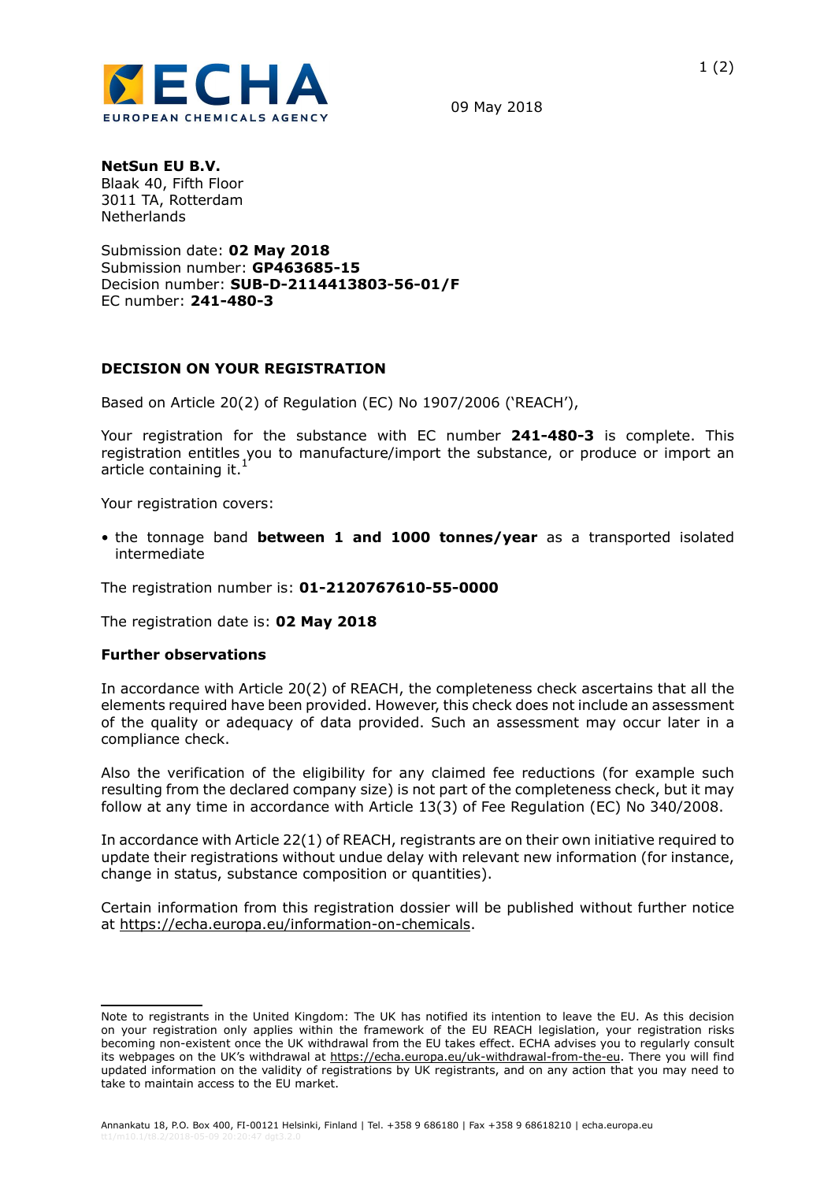EUROPEAN CHEMICALS AGENCY

09 May 2018

**NetSun EU B.V.**
Blaak 40, Fifth Floor
3011 TA, Rotterdam
Netherlands

Submission date: **02 May 2018**
Submission number: **GP463685-15**
Decision number: **SUB-D-2114413803-56-01/F**
EC number: **241-480-3**

## DECISION ON YOUR REGISTRATION

Based on Article 20(2) of Regulation (EC) No 1907/2006 ('REACH'),

Your registration for the substance with EC number **241-480-3** is complete. This registration entitles you to manufacture/import the substance, or produce or import an article containing it.[1]

Your registration covers:

- the tonnage band **between 1 and 1000 tonnes/year** as a transported isolated intermediate

The registration number is: **01-2120767610-55-0000**

The registration date is: **02 May 2018**

**Further observations**

In accordance with Article 20(2) of REACH, the completeness check ascertains that all the elements required have been provided. However, this check does not include an assessment of the quality or adequacy of data provided. Such an assessment may occur later in a compliance check.

Also the verification of the eligibility for any claimed fee reductions (for example such resulting from the declared company size) is not part of the completeness check, but it may follow at any time in accordance with Article 13(3) of Fee Regulation (EC) No 340/2008.

In accordance with Article 22(1) of REACH, registrants are on their own initiative required to update their registrations without undue delay with relevant new information (for instance, change in status, substance composition or quantities).

Certain information from this registration dossier will be published without further notice at https://echa.europa.eu/information-on-chemicals.

---

Note to registrants in the United Kingdom: The UK has notified its intention to leave the EU. As this decision on your registration only applies within the framework of the EU REACH legislation, your registration risks becoming non-existent once the UK withdrawal from the EU takes effect. ECHA advises you to regularly consult its webpages on the UK's withdrawal at https://echa.europa.eu/uk-withdrawal-from-the-eu. There you will find updated information on the validity of registrations by UK registrants, and on any action that you may need to take to maintain access to the EU market.

Annankatu 18, P.O. Box 400, FI-00121 Helsinki, Finland | Tel. +358 9 686180 | Fax +358 9 68618210 | echa.europa.eu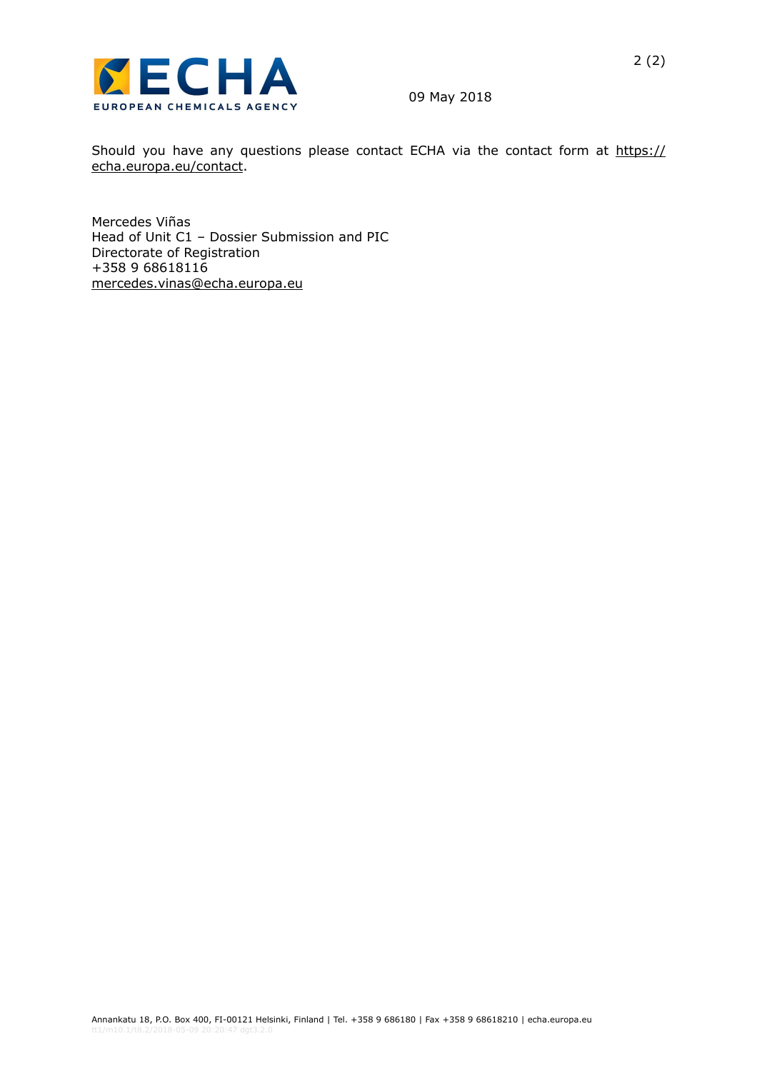09 May 2018

Should you have any questions please contact ECHA via the contact form at https://echa.europa.eu/contact.

Mercedes Viñas
Head of Unit C1 – Dossier Submission and PIC
Directorate of Registration
+358 9 68618116
mercedes.vinas@echa.europa.eu